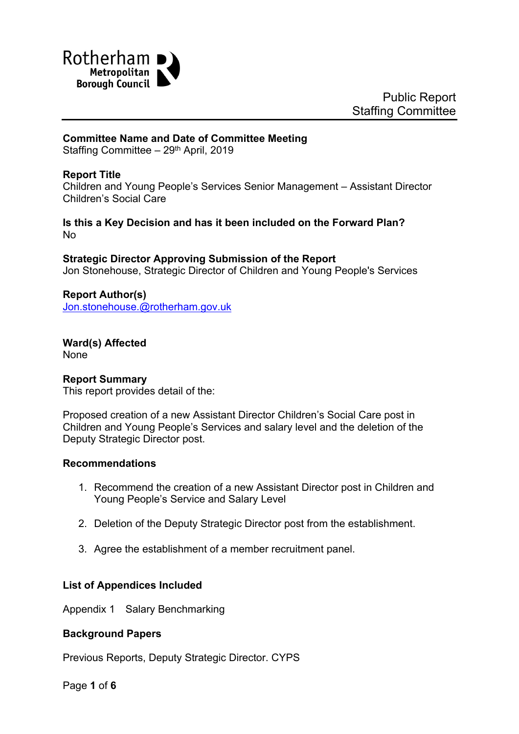Rotherham Metropolitan Borough Council

Public Report
Staffing Committee

**Committee Name and Date of Committee Meeting**
Staffing Committee – 29th April, 2019

**Report Title**
Children and Young People's Services Senior Management – Assistant Director Children's Social Care

**Is this a Key Decision and has it been included on the Forward Plan?**
No

**Strategic Director Approving Submission of the Report**
Jon Stonehouse, Strategic Director of Children and Young People's Services

**Report Author(s)**
Jon.stonehouse.@rotherham.gov.uk

**Ward(s) Affected**
None

**Report Summary**
This report provides detail of the:

Proposed creation of a new Assistant Director Children's Social Care post in Children and Young People's Services and salary level and the deletion of the Deputy Strategic Director post.

**Recommendations**

1. Recommend the creation of a new Assistant Director post in Children and Young People's Service and Salary Level

2. Deletion of the Deputy Strategic Director post from the establishment.

3. Agree the establishment of a member recruitment panel.

**List of Appendices Included**

Appendix 1 Salary Benchmarking

**Background Papers**

Previous Reports, Deputy Strategic Director. CYPS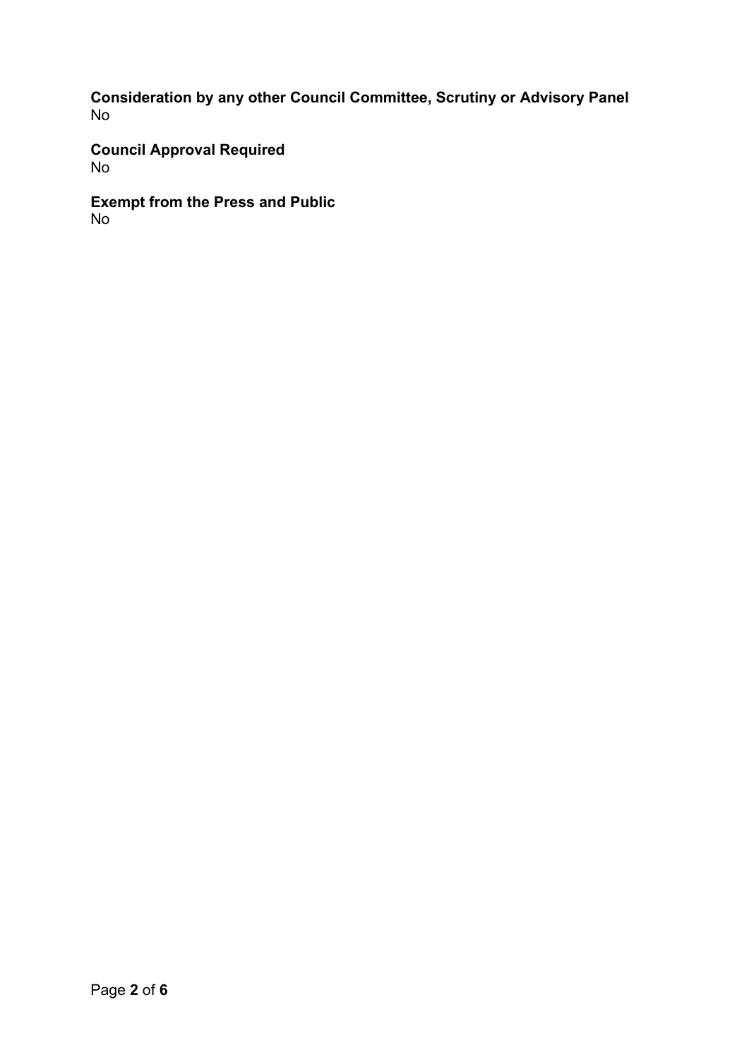**Consideration by any other Council Committee, Scrutiny or Advisory Panel**
No

**Council Approval Required**
No

**Exempt from the Press and Public**
No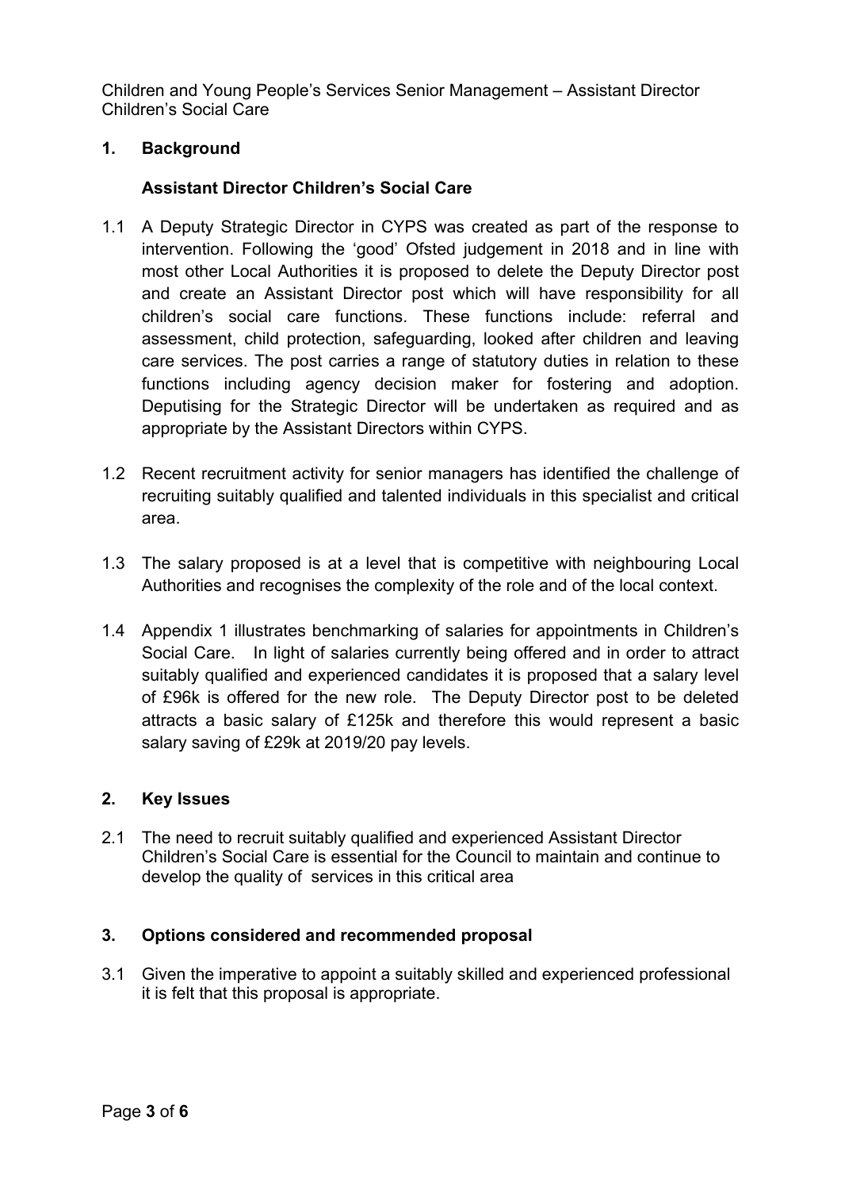Children and Young People's Services Senior Management – Assistant Director Children's Social Care

## 1. Background

### Assistant Director Children's Social Care

1.1 A Deputy Strategic Director in CYPS was created as part of the response to intervention. Following the 'good' Ofsted judgement in 2018 and in line with most other Local Authorities it is proposed to delete the Deputy Director post and create an Assistant Director post which will have responsibility for all children's social care functions. These functions include: referral and assessment, child protection, safeguarding, looked after children and leaving care services. The post carries a range of statutory duties in relation to these functions including agency decision maker for fostering and adoption. Deputising for the Strategic Director will be undertaken as required and as appropriate by the Assistant Directors within CYPS.

1.2 Recent recruitment activity for senior managers has identified the challenge of recruiting suitably qualified and talented individuals in this specialist and critical area.

1.3 The salary proposed is at a level that is competitive with neighbouring Local Authorities and recognises the complexity of the role and of the local context.

1.4 Appendix 1 illustrates benchmarking of salaries for appointments in Children's Social Care. In light of salaries currently being offered and in order to attract suitably qualified and experienced candidates it is proposed that a salary level of £96k is offered for the new role. The Deputy Director post to be deleted attracts a basic salary of £125k and therefore this would represent a basic salary saving of £29k at 2019/20 pay levels.

## 2. Key Issues

2.1 The need to recruit suitably qualified and experienced Assistant Director Children's Social Care is essential for the Council to maintain and continue to develop the quality of services in this critical area

## 3. Options considered and recommended proposal

3.1 Given the imperative to appoint a suitably skilled and experienced professional it is felt that this proposal is appropriate.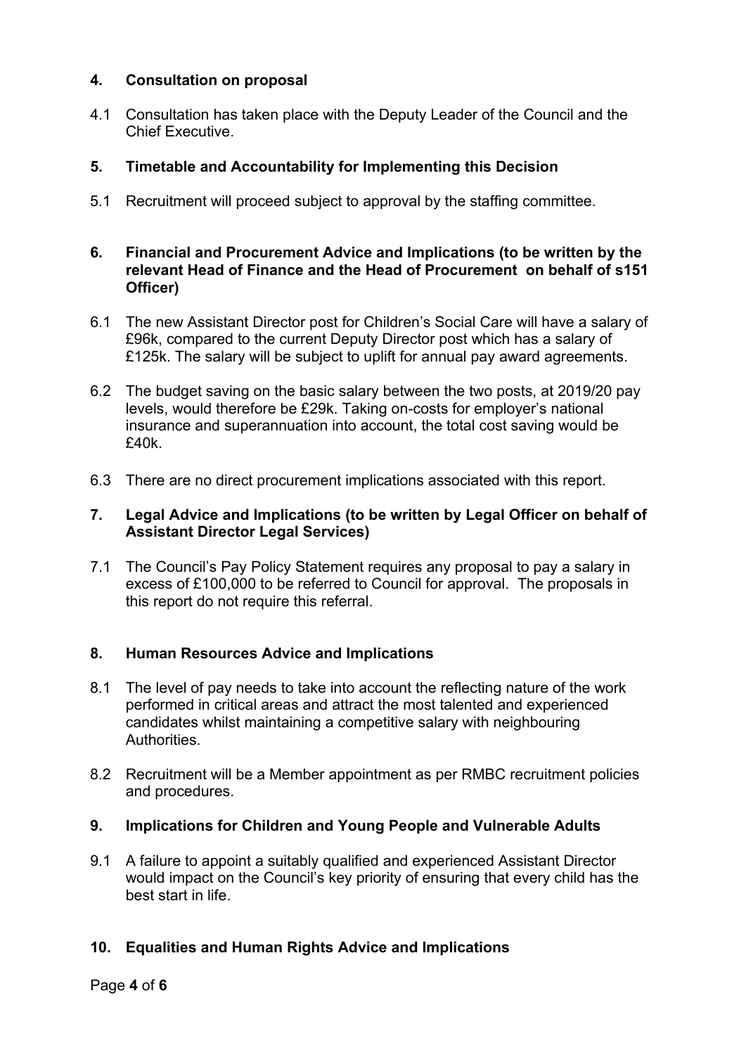## 4. Consultation on proposal

4.1 Consultation has taken place with the Deputy Leader of the Council and the Chief Executive.

## 5. Timetable and Accountability for Implementing this Decision

5.1 Recruitment will proceed subject to approval by the staffing committee.

## 6. Financial and Procurement Advice and Implications (to be written by the relevant Head of Finance and the Head of Procurement on behalf of s151 Officer)

6.1 The new Assistant Director post for Children's Social Care will have a salary of £96k, compared to the current Deputy Director post which has a salary of £125k. The salary will be subject to uplift for annual pay award agreements.

6.2 The budget saving on the basic salary between the two posts, at 2019/20 pay levels, would therefore be £29k. Taking on-costs for employer's national insurance and superannuation into account, the total cost saving would be £40k.

6.3 There are no direct procurement implications associated with this report.

## 7. Legal Advice and Implications (to be written by Legal Officer on behalf of Assistant Director Legal Services)

7.1 The Council's Pay Policy Statement requires any proposal to pay a salary in excess of £100,000 to be referred to Council for approval. The proposals in this report do not require this referral.

## 8. Human Resources Advice and Implications

8.1 The level of pay needs to take into account the reflecting nature of the work performed in critical areas and attract the most talented and experienced candidates whilst maintaining a competitive salary with neighbouring Authorities.

8.2 Recruitment will be a Member appointment as per RMBC recruitment policies and procedures.

## 9. Implications for Children and Young People and Vulnerable Adults

9.1 A failure to appoint a suitably qualified and experienced Assistant Director would impact on the Council's key priority of ensuring that every child has the best start in life.

## 10. Equalities and Human Rights Advice and Implications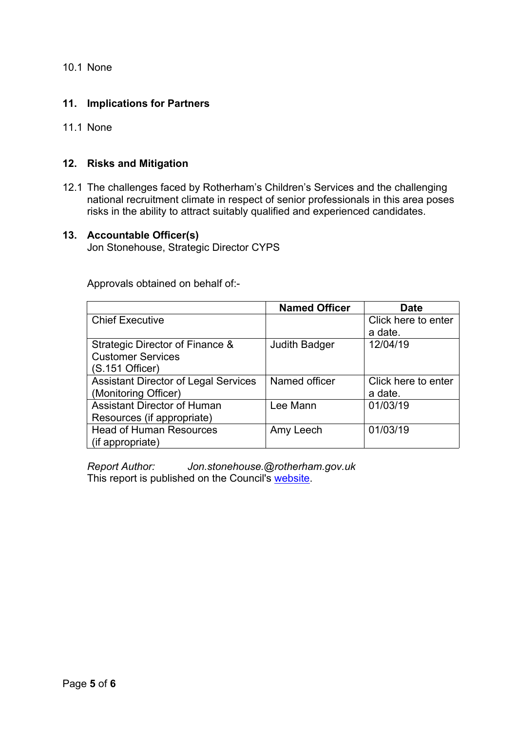10.1 None

## 11. Implications for Partners

11.1 None

## 12. Risks and Mitigation

12.1 The challenges faced by Rotherham's Children's Services and the challenging national recruitment climate in respect of senior professionals in this area poses risks in the ability to attract suitably qualified and experienced candidates.

## 13. Accountable Officer(s)

Jon Stonehouse, Strategic Director CYPS

Approvals obtained on behalf of:-

| | Named Officer | Date |
|---|---|---|
| Chief Executive | | Click here to enter a date. |
| Strategic Director of Finance & Customer Services (S.151 Officer) | Judith Badger | 12/04/19 |
| Assistant Director of Legal Services (Monitoring Officer) | Named officer | Click here to enter a date. |
| Assistant Director of Human Resources (if appropriate) | Lee Mann | 01/03/19 |
| Head of Human Resources (if appropriate) | Amy Leech | 01/03/19 |

*Report Author: Jon.stonehouse.@rotherham.gov.uk*
This report is published on the Council's website.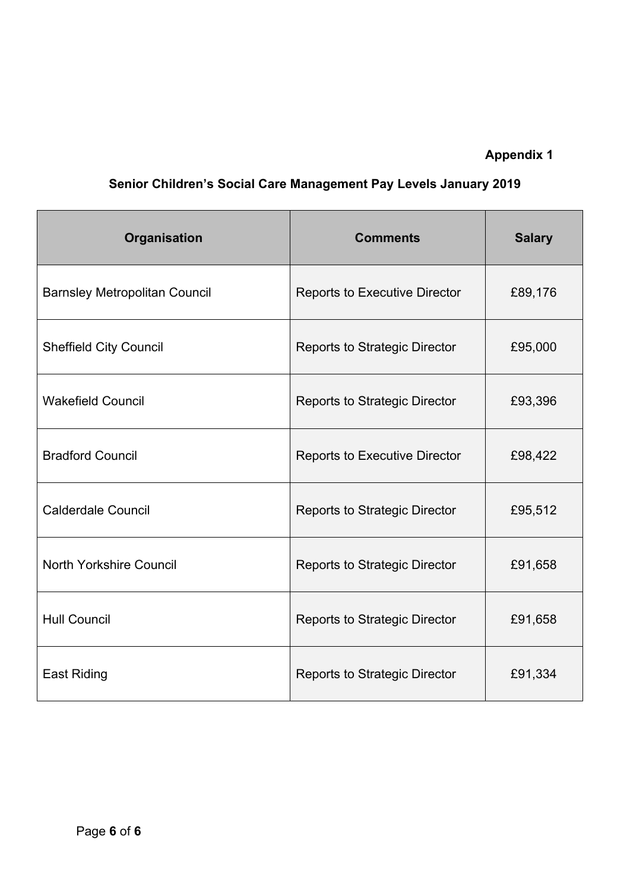**Appendix 1**

**Senior Children's Social Care Management Pay Levels January 2019**

| Organisation | Comments | Salary |
|---|---|---|
| Barnsley Metropolitan Council | Reports to Executive Director | £89,176 |
| Sheffield City Council | Reports to Strategic Director | £95,000 |
| Wakefield Council | Reports to Strategic Director | £93,396 |
| Bradford Council | Reports to Executive Director | £98,422 |
| Calderdale Council | Reports to Strategic Director | £95,512 |
| North Yorkshire Council | Reports to Strategic Director | £91,658 |
| Hull Council | Reports to Strategic Director | £91,658 |
| East Riding | Reports to Strategic Director | £91,334 |